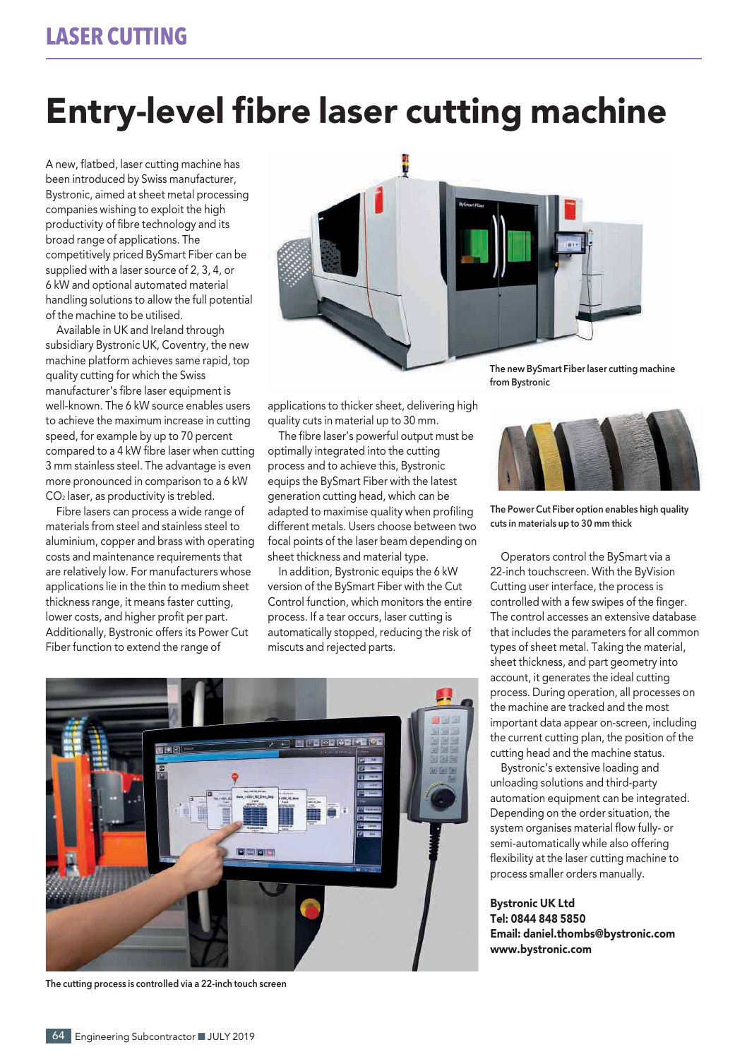# Entry-level fibre laser cutting machine

A new, flatbed, laser cutting machine has been introduced by Swiss manufacturer, Bystronic, aimed at sheet metal processing companies wishing to exploit the high productivity of fibre technology and its broad range of applications. The competitively priced BySmart Fiber can be supplied with a laser source of 2, 3, 4, or 6 kW and optional automated material handling solutions to allow the full potential of the machine to be utilised.

Available in UK and Ireland through subsidiary Bystronic UK, Coventry, the new machine platform achieves same rapid, top quality cutting for which the Swiss manufacturer's fibre laser equipment is well-known. The 6 kW source enables users to achieve the maximum increase in cutting speed, for example by up to 70 percent compared to a 4 kW fibre laser when cutting 3 mm stainless steel. The advantage is even more pronounced in comparison to a 6 kW $CO_2$ laser, as productivity is trebled.

Fibre lasers can process a wide range of materials from steel and stainless steel to aluminium, copper and brass with operating costs and maintenance requirements that are relatively low. For manufacturers whose applications lie in the thin to medium sheet thickness range, it means faster cutting, lower costs, and higher profit per part. Additionally, Bystronic offers its Power Cut Fiber function to extend the range of applications to thicker sheet, delivering high quality cuts in material up to 30 mm.

The fibre laser's powerful output must be optimally integrated into the cutting process and to achieve this, Bystronic equips the BySmart Fiber with the latest generation cutting head, which can be adapted to maximise quality when profiling different metals. Users choose between two focal points of the laser beam depending on sheet thickness and material type.

In addition, Bystronic equips the 6 kW version of the BySmart Fiber with the Cut Control function, which monitors the entire process. If a tear occurs, laser cutting is automatically stopped, reducing the risk of miscuts and rejected parts.

The new BySmart Fiber laser cutting machine from Bystronic

The Power Cut Fiber option enables high quality cuts in materials up to 30 mm thick

Operators control the BySmart via a 22-inch touchscreen. With the ByVision Cutting user interface, the process is controlled with a few swipes of the finger. The control accesses an extensive database that includes the parameters for all common types of sheet metal. Taking the material, sheet thickness, and part geometry into account, it generates the ideal cutting process. During operation, all processes on the machine are tracked and the most important data appear on-screen, including the current cutting plan, the position of the cutting head and the machine status.

Bystronic's extensive loading and unloading solutions and third-party automation equipment can be integrated. Depending on the order situation, the system organises material flow fully- or semi-automatically while also offering flexibility at the laser cutting machine to process smaller orders manually.

The cutting process is controlled via a 22-inch touch screen

**Bystronic UK Ltd**
**Tel: 0844 848 5850**
**Email: daniel.thombs@bystronic.com**
**www.bystronic.com**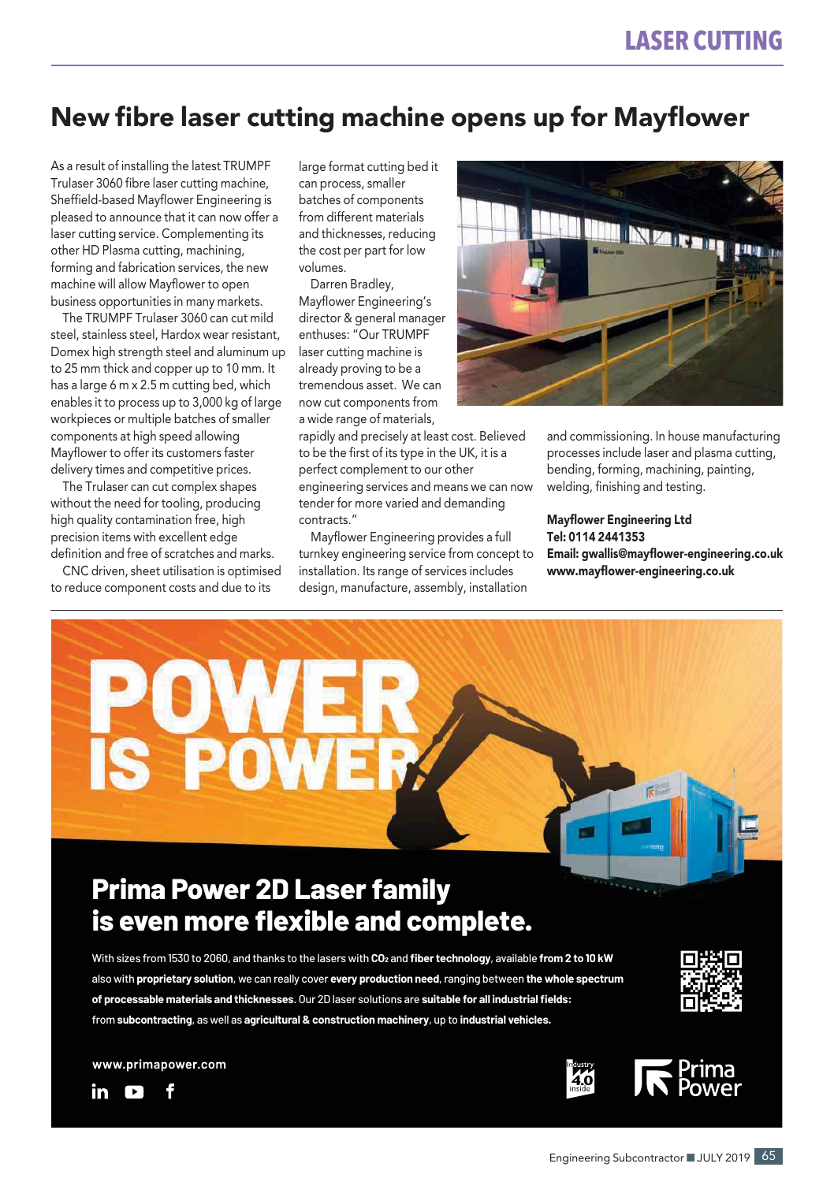# New fibre laser cutting machine opens up for Mayflower

As a result of installing the latest TRUMPF Trulaser 3060 fibre laser cutting machine, Sheffield-based Mayflower Engineering is pleased to announce that it can now offer a laser cutting service. Complementing its other HD Plasma cutting, machining, forming and fabrication services, the new machine will allow Mayflower to open business opportunities in many markets.

The TRUMPF Trulaser 3060 can cut mild steel, stainless steel, Hardox wear resistant, Domex high strength steel and aluminum up to 25 mm thick and copper up to 10 mm. It has a large 6 m x 2.5 m cutting bed, which enables it to process up to 3,000 kg of large workpieces or multiple batches of smaller components at high speed allowing Mayflower to offer its customers faster delivery times and competitive prices.

The Trulaser can cut complex shapes without the need for tooling, producing high quality contamination free, high precision items with excellent edge definition and free of scratches and marks.

CNC driven, sheet utilisation is optimised to reduce component costs and due to its large format cutting bed it can process, smaller batches of components from different materials and thicknesses, reducing the cost per part for low volumes.

Darren Bradley, Mayflower Engineering's director & general manager enthuses: "Our TRUMPF laser cutting machine is already proving to be a tremendous asset. We can now cut components from a wide range of materials, rapidly and precisely at least cost. Believed to be the first of its type in the UK, it is a perfect complement to our other engineering services and means we can now tender for more varied and demanding contracts."

Mayflower Engineering provides a full turnkey engineering service from concept to installation. Its range of services includes design, manufacture, assembly, installation and commissioning. In house manufacturing processes include laser and plasma cutting, bending, forming, machining, painting, welding, finishing and testing.

**Mayflower Engineering Ltd**
**Tel: 0114 2441353**
**Email: gwallis@mayflower-engineering.co.uk**
**www.mayflower-engineering.co.uk**

---

POWER IS POWER

## Prima Power 2D Laser family is even more flexible and complete.

With sizes from 1530 to 2060, and thanks to the lasers with **$CO_2$** and **fiber technology**, available **from 2 to 10 kW** also with **proprietary solution**, we can really cover **every production need**, ranging between **the whole spectrum of processable materials and thicknesses**. Our 2D laser solutions are **suitable for all industrial fields:** from **subcontracting**, as well as **agricultural & construction machinery**, up to **industrial vehicles.**

www.primapower.com

Industry 4.0 inside

Prima Power